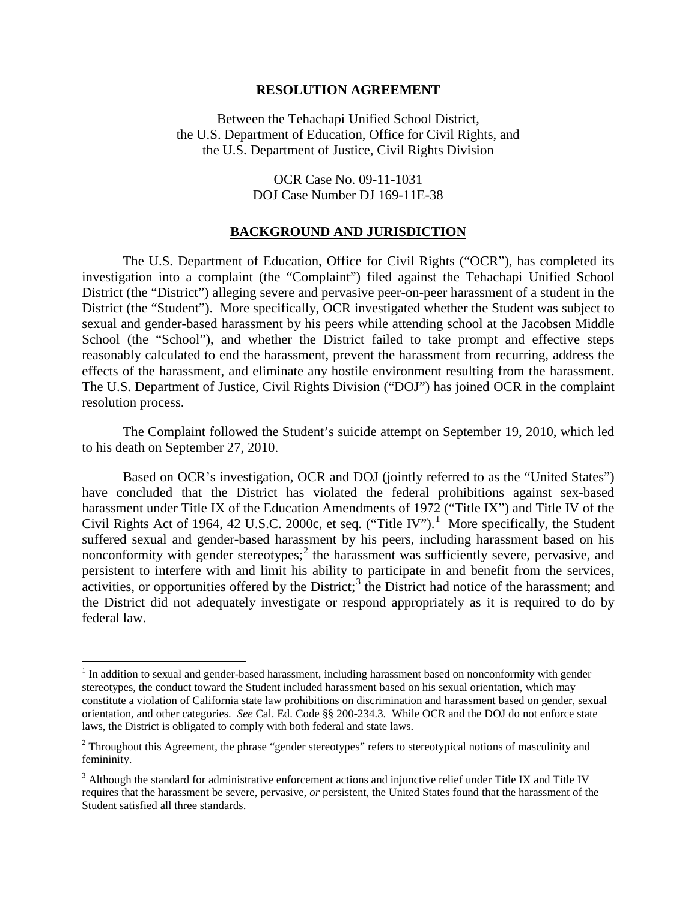**RESOLUTION AGREEMENT**

Between the Tehachapi Unified School District,
the U.S. Department of Education, Office for Civil Rights, and
the U.S. Department of Justice, Civil Rights Division

OCR Case No. 09-11-1031
DOJ Case Number DJ 169-11E-38

## BACKGROUND AND JURISDICTION

The U.S. Department of Education, Office for Civil Rights ("OCR"), has completed its investigation into a complaint (the "Complaint") filed against the Tehachapi Unified School District (the "District") alleging severe and pervasive peer-on-peer harassment of a student in the District (the "Student"). More specifically, OCR investigated whether the Student was subject to sexual and gender-based harassment by his peers while attending school at the Jacobsen Middle School (the "School"), and whether the District failed to take prompt and effective steps reasonably calculated to end the harassment, prevent the harassment from recurring, address the effects of the harassment, and eliminate any hostile environment resulting from the harassment. The U.S. Department of Justice, Civil Rights Division ("DOJ") has joined OCR in the complaint resolution process.

The Complaint followed the Student's suicide attempt on September 19, 2010, which led to his death on September 27, 2010.

Based on OCR's investigation, OCR and DOJ (jointly referred to as the "United States") have concluded that the District has violated the federal prohibitions against sex-based harassment under Title IX of the Education Amendments of 1972 ("Title IX") and Title IV of the Civil Rights Act of 1964, 42 U.S.C. 2000c, et seq. ("Title IV").[1] More specifically, the Student suffered sexual and gender-based harassment by his peers, including harassment based on his nonconformity with gender stereotypes;[2] the harassment was sufficiently severe, pervasive, and persistent to interfere with and limit his ability to participate in and benefit from the services, activities, or opportunities offered by the District;[3] the District had notice of the harassment; and the District did not adequately investigate or respond appropriately as it is required to do by federal law.

---

[1] In addition to sexual and gender-based harassment, including harassment based on nonconformity with gender stereotypes, the conduct toward the Student included harassment based on his sexual orientation, which may constitute a violation of California state law prohibitions on discrimination and harassment based on gender, sexual orientation, and other categories. *See* Cal. Ed. Code §§ 200-234.3. While OCR and the DOJ do not enforce state laws, the District is obligated to comply with both federal and state laws.

[2] Throughout this Agreement, the phrase "gender stereotypes" refers to stereotypical notions of masculinity and femininity.

[3] Although the standard for administrative enforcement actions and injunctive relief under Title IX and Title IV requires that the harassment be severe, pervasive, *or* persistent, the United States found that the harassment of the Student satisfied all three standards.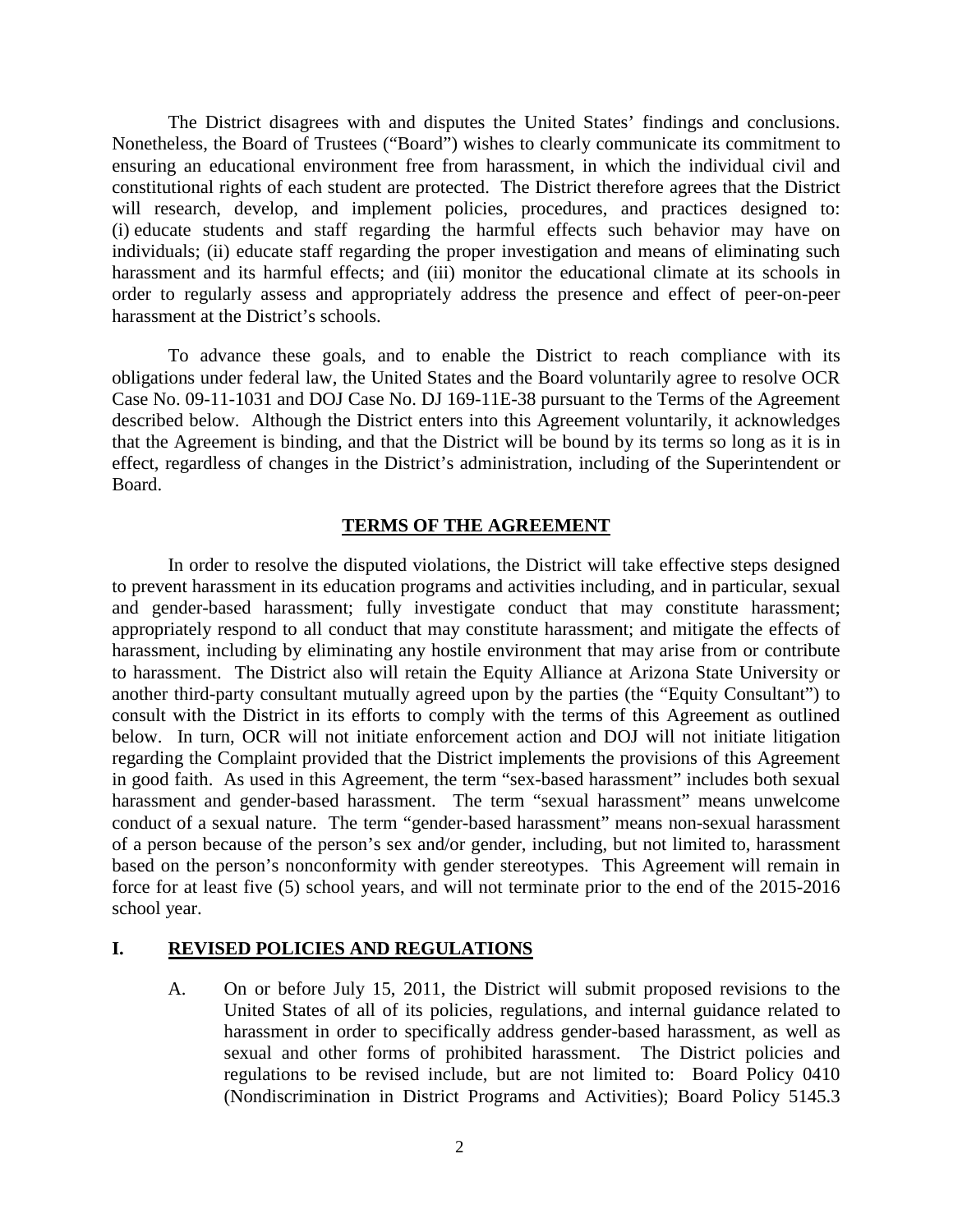The District disagrees with and disputes the United States' findings and conclusions. Nonetheless, the Board of Trustees ("Board") wishes to clearly communicate its commitment to ensuring an educational environment free from harassment, in which the individual civil and constitutional rights of each student are protected. The District therefore agrees that the District will research, develop, and implement policies, procedures, and practices designed to: (i) educate students and staff regarding the harmful effects such behavior may have on individuals; (ii) educate staff regarding the proper investigation and means of eliminating such harassment and its harmful effects; and (iii) monitor the educational climate at its schools in order to regularly assess and appropriately address the presence and effect of peer-on-peer harassment at the District's schools.

To advance these goals, and to enable the District to reach compliance with its obligations under federal law, the United States and the Board voluntarily agree to resolve OCR Case No. 09-11-1031 and DOJ Case No. DJ 169-11E-38 pursuant to the Terms of the Agreement described below. Although the District enters into this Agreement voluntarily, it acknowledges that the Agreement is binding, and that the District will be bound by its terms so long as it is in effect, regardless of changes in the District's administration, including of the Superintendent or Board.

## TERMS OF THE AGREEMENT

In order to resolve the disputed violations, the District will take effective steps designed to prevent harassment in its education programs and activities including, and in particular, sexual and gender-based harassment; fully investigate conduct that may constitute harassment; appropriately respond to all conduct that may constitute harassment; and mitigate the effects of harassment, including by eliminating any hostile environment that may arise from or contribute to harassment. The District also will retain the Equity Alliance at Arizona State University or another third-party consultant mutually agreed upon by the parties (the "Equity Consultant") to consult with the District in its efforts to comply with the terms of this Agreement as outlined below. In turn, OCR will not initiate enforcement action and DOJ will not initiate litigation regarding the Complaint provided that the District implements the provisions of this Agreement in good faith. As used in this Agreement, the term "sex-based harassment" includes both sexual harassment and gender-based harassment. The term "sexual harassment" means unwelcome conduct of a sexual nature. The term "gender-based harassment" means non-sexual harassment of a person because of the person's sex and/or gender, including, but not limited to, harassment based on the person's nonconformity with gender stereotypes. This Agreement will remain in force for at least five (5) school years, and will not terminate prior to the end of the 2015-2016 school year.

## I. REVISED POLICIES AND REGULATIONS

A. On or before July 15, 2011, the District will submit proposed revisions to the United States of all of its policies, regulations, and internal guidance related to harassment in order to specifically address gender-based harassment, as well as sexual and other forms of prohibited harassment. The District policies and regulations to be revised include, but are not limited to: Board Policy 0410 (Nondiscrimination in District Programs and Activities); Board Policy 5145.3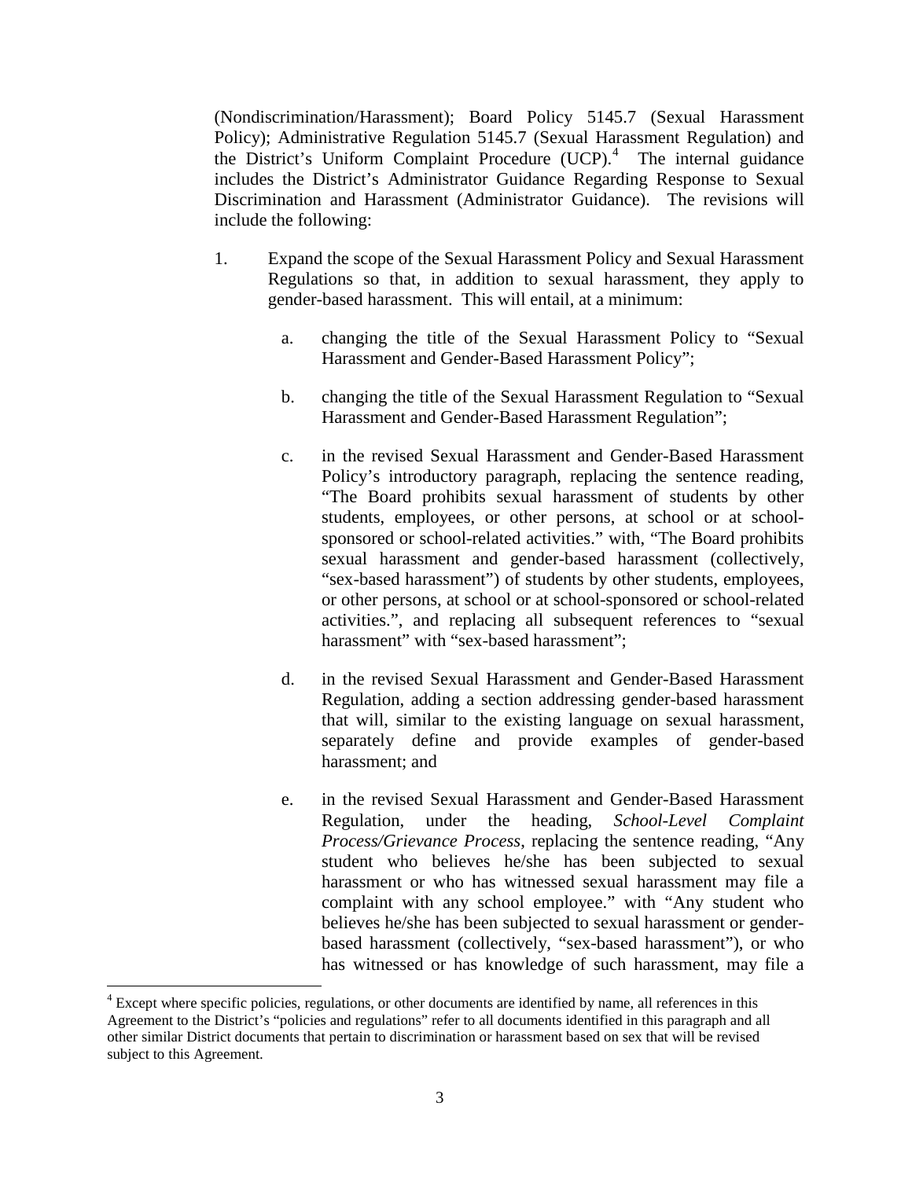(Nondiscrimination/Harassment); Board Policy 5145.7 (Sexual Harassment Policy); Administrative Regulation 5145.7 (Sexual Harassment Regulation) and the District's Uniform Complaint Procedure (UCP).[4] The internal guidance includes the District's Administrator Guidance Regarding Response to Sexual Discrimination and Harassment (Administrator Guidance). The revisions will include the following:

1. Expand the scope of the Sexual Harassment Policy and Sexual Harassment Regulations so that, in addition to sexual harassment, they apply to gender-based harassment. This will entail, at a minimum:

   a. changing the title of the Sexual Harassment Policy to "Sexual Harassment and Gender-Based Harassment Policy";

   b. changing the title of the Sexual Harassment Regulation to "Sexual Harassment and Gender-Based Harassment Regulation";

   c. in the revised Sexual Harassment and Gender-Based Harassment Policy's introductory paragraph, replacing the sentence reading, "The Board prohibits sexual harassment of students by other students, employees, or other persons, at school or at school-sponsored or school-related activities." with, "The Board prohibits sexual harassment and gender-based harassment (collectively, "sex-based harassment") of students by other students, employees, or other persons, at school or at school-sponsored or school-related activities.", and replacing all subsequent references to "sexual harassment" with "sex-based harassment";

   d. in the revised Sexual Harassment and Gender-Based Harassment Regulation, adding a section addressing gender-based harassment that will, similar to the existing language on sexual harassment, separately define and provide examples of gender-based harassment; and

   e. in the revised Sexual Harassment and Gender-Based Harassment Regulation, under the heading, *School-Level Complaint Process/Grievance Process*, replacing the sentence reading, "Any student who believes he/she has been subjected to sexual harassment or who has witnessed sexual harassment may file a complaint with any school employee." with "Any student who believes he/she has been subjected to sexual harassment or gender-based harassment (collectively, "sex-based harassment"), or who has witnessed or has knowledge of such harassment, may file a

---

[4] Except where specific policies, regulations, or other documents are identified by name, all references in this Agreement to the District's "policies and regulations" refer to all documents identified in this paragraph and all other similar District documents that pertain to discrimination or harassment based on sex that will be revised subject to this Agreement.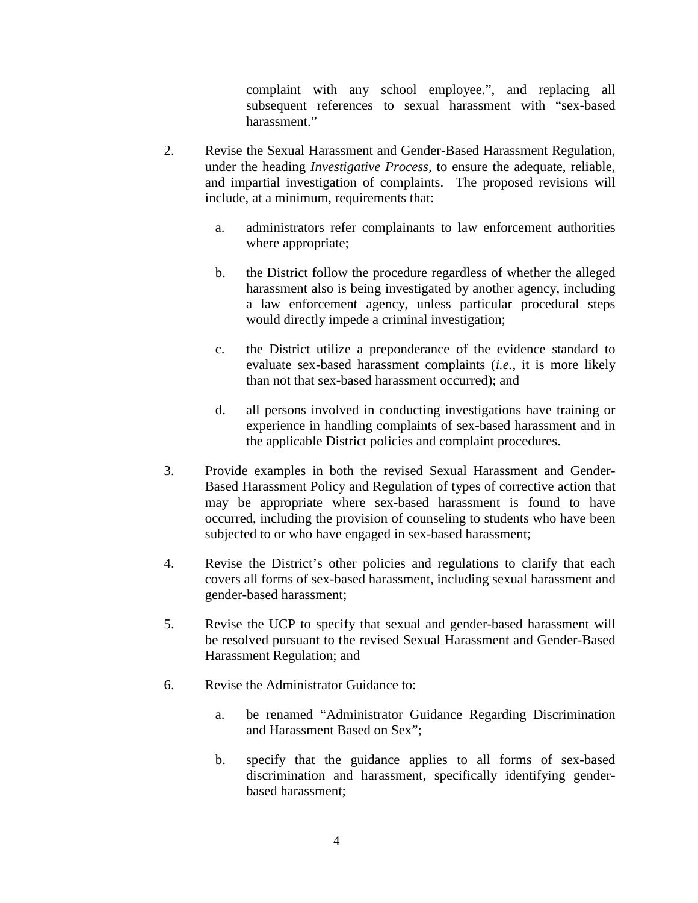complaint with any school employee.", and replacing all subsequent references to sexual harassment with "sex-based harassment."

2. Revise the Sexual Harassment and Gender-Based Harassment Regulation, under the heading *Investigative Process*, to ensure the adequate, reliable, and impartial investigation of complaints. The proposed revisions will include, at a minimum, requirements that:

   a. administrators refer complainants to law enforcement authorities where appropriate;

   b. the District follow the procedure regardless of whether the alleged harassment also is being investigated by another agency, including a law enforcement agency, unless particular procedural steps would directly impede a criminal investigation;

   c. the District utilize a preponderance of the evidence standard to evaluate sex-based harassment complaints (*i.e.*, it is more likely than not that sex-based harassment occurred); and

   d. all persons involved in conducting investigations have training or experience in handling complaints of sex-based harassment and in the applicable District policies and complaint procedures.

3. Provide examples in both the revised Sexual Harassment and Gender-Based Harassment Policy and Regulation of types of corrective action that may be appropriate where sex-based harassment is found to have occurred, including the provision of counseling to students who have been subjected to or who have engaged in sex-based harassment;

4. Revise the District's other policies and regulations to clarify that each covers all forms of sex-based harassment, including sexual harassment and gender-based harassment;

5. Revise the UCP to specify that sexual and gender-based harassment will be resolved pursuant to the revised Sexual Harassment and Gender-Based Harassment Regulation; and

6. Revise the Administrator Guidance to:

   a. be renamed "Administrator Guidance Regarding Discrimination and Harassment Based on Sex";

   b. specify that the guidance applies to all forms of sex-based discrimination and harassment, specifically identifying gender-based harassment;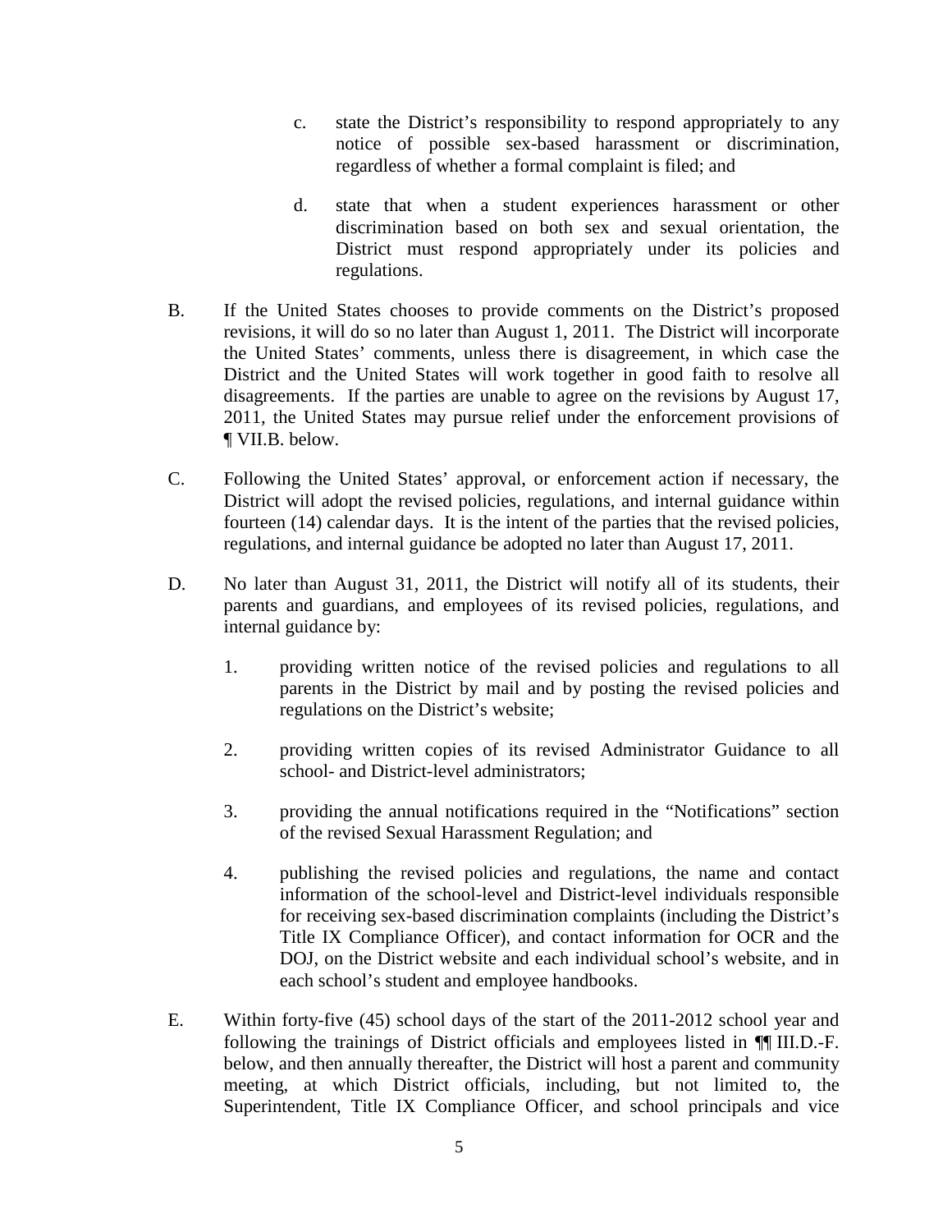c. state the District's responsibility to respond appropriately to any notice of possible sex-based harassment or discrimination, regardless of whether a formal complaint is filed; and

d. state that when a student experiences harassment or other discrimination based on both sex and sexual orientation, the District must respond appropriately under its policies and regulations.

B. If the United States chooses to provide comments on the District's proposed revisions, it will do so no later than August 1, 2011. The District will incorporate the United States' comments, unless there is disagreement, in which case the District and the United States will work together in good faith to resolve all disagreements. If the parties are unable to agree on the revisions by August 17, 2011, the United States may pursue relief under the enforcement provisions of ¶ VII.B. below.

C. Following the United States' approval, or enforcement action if necessary, the District will adopt the revised policies, regulations, and internal guidance within fourteen (14) calendar days. It is the intent of the parties that the revised policies, regulations, and internal guidance be adopted no later than August 17, 2011.

D. No later than August 31, 2011, the District will notify all of its students, their parents and guardians, and employees of its revised policies, regulations, and internal guidance by:

1. providing written notice of the revised policies and regulations to all parents in the District by mail and by posting the revised policies and regulations on the District's website;

2. providing written copies of its revised Administrator Guidance to all school- and District-level administrators;

3. providing the annual notifications required in the "Notifications" section of the revised Sexual Harassment Regulation; and

4. publishing the revised policies and regulations, the name and contact information of the school-level and District-level individuals responsible for receiving sex-based discrimination complaints (including the District's Title IX Compliance Officer), and contact information for OCR and the DOJ, on the District website and each individual school's website, and in each school's student and employee handbooks.

E. Within forty-five (45) school days of the start of the 2011-2012 school year and following the trainings of District officials and employees listed in ¶¶ III.D.-F. below, and then annually thereafter, the District will host a parent and community meeting, at which District officials, including, but not limited to, the Superintendent, Title IX Compliance Officer, and school principals and vice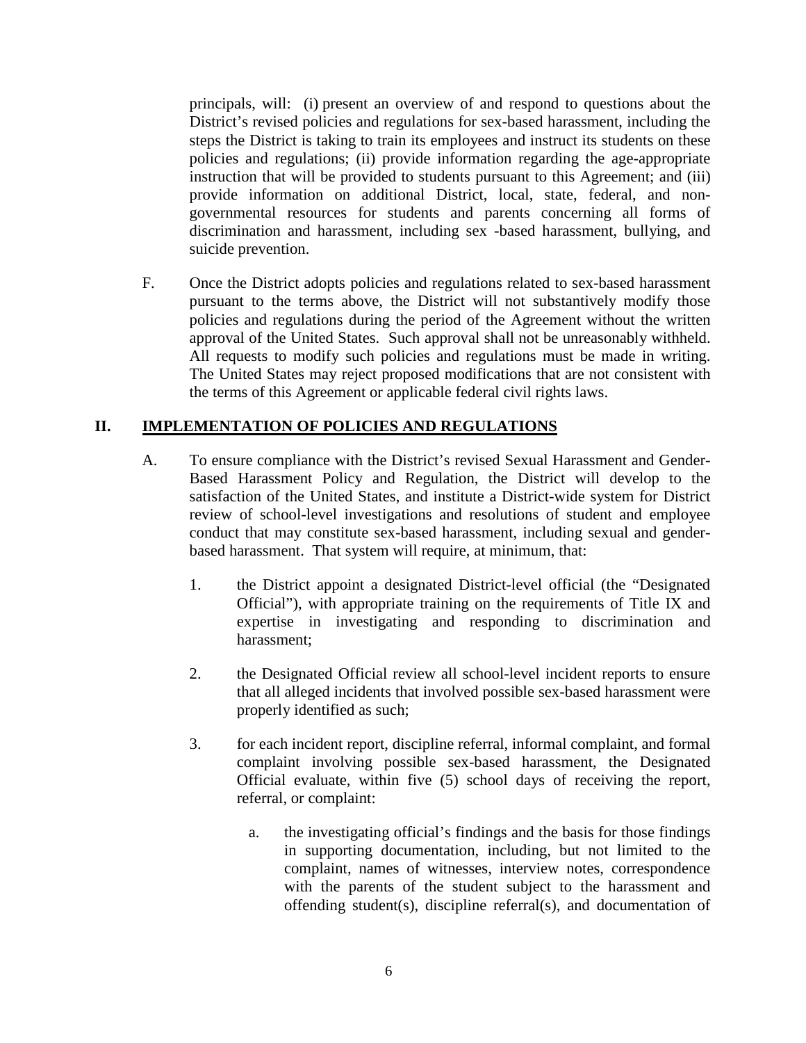principals, will: (i) present an overview of and respond to questions about the District's revised policies and regulations for sex-based harassment, including the steps the District is taking to train its employees and instruct its students on these policies and regulations; (ii) provide information regarding the age-appropriate instruction that will be provided to students pursuant to this Agreement; and (iii) provide information on additional District, local, state, federal, and non-governmental resources for students and parents concerning all forms of discrimination and harassment, including sex -based harassment, bullying, and suicide prevention.

F. Once the District adopts policies and regulations related to sex-based harassment pursuant to the terms above, the District will not substantively modify those policies and regulations during the period of the Agreement without the written approval of the United States. Such approval shall not be unreasonably withheld. All requests to modify such policies and regulations must be made in writing. The United States may reject proposed modifications that are not consistent with the terms of this Agreement or applicable federal civil rights laws.

## II. IMPLEMENTATION OF POLICIES AND REGULATIONS

A. To ensure compliance with the District's revised Sexual Harassment and Gender-Based Harassment Policy and Regulation, the District will develop to the satisfaction of the United States, and institute a District-wide system for District review of school-level investigations and resolutions of student and employee conduct that may constitute sex-based harassment, including sexual and gender-based harassment. That system will require, at minimum, that:

1. the District appoint a designated District-level official (the "Designated Official"), with appropriate training on the requirements of Title IX and expertise in investigating and responding to discrimination and harassment;

2. the Designated Official review all school-level incident reports to ensure that all alleged incidents that involved possible sex-based harassment were properly identified as such;

3. for each incident report, discipline referral, informal complaint, and formal complaint involving possible sex-based harassment, the Designated Official evaluate, within five (5) school days of receiving the report, referral, or complaint:

    a. the investigating official's findings and the basis for those findings in supporting documentation, including, but not limited to the complaint, names of witnesses, interview notes, correspondence with the parents of the student subject to the harassment and offending student(s), discipline referral(s), and documentation of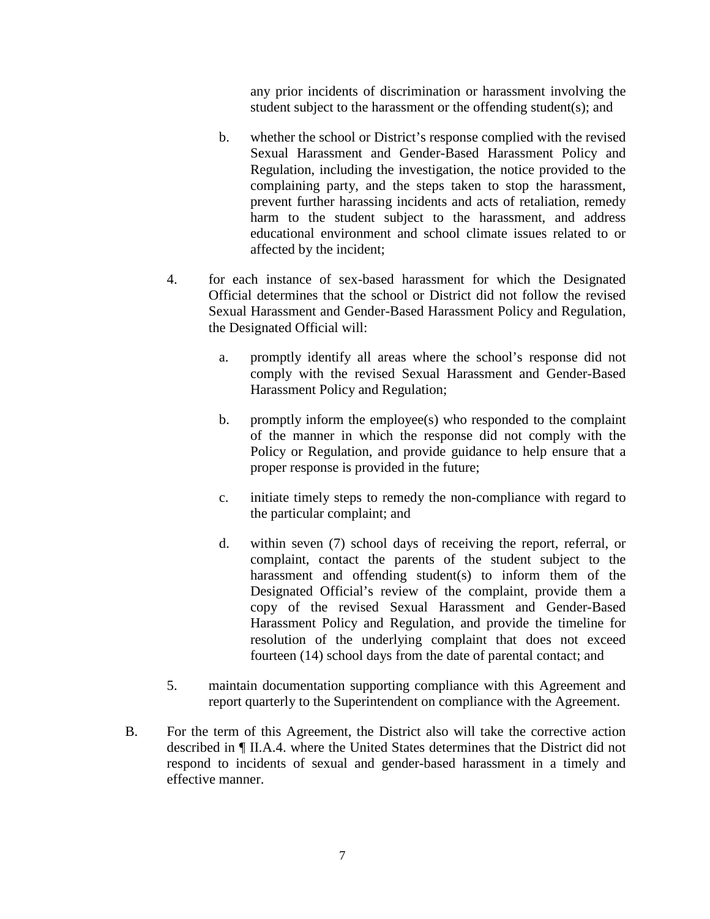any prior incidents of discrimination or harassment involving the student subject to the harassment or the offending student(s); and

b. whether the school or District's response complied with the revised Sexual Harassment and Gender-Based Harassment Policy and Regulation, including the investigation, the notice provided to the complaining party, and the steps taken to stop the harassment, prevent further harassing incidents and acts of retaliation, remedy harm to the student subject to the harassment, and address educational environment and school climate issues related to or affected by the incident;

4. for each instance of sex-based harassment for which the Designated Official determines that the school or District did not follow the revised Sexual Harassment and Gender-Based Harassment Policy and Regulation, the Designated Official will:

   a. promptly identify all areas where the school's response did not comply with the revised Sexual Harassment and Gender-Based Harassment Policy and Regulation;

   b. promptly inform the employee(s) who responded to the complaint of the manner in which the response did not comply with the Policy or Regulation, and provide guidance to help ensure that a proper response is provided in the future;

   c. initiate timely steps to remedy the non-compliance with regard to the particular complaint; and

   d. within seven (7) school days of receiving the report, referral, or complaint, contact the parents of the student subject to the harassment and offending student(s) to inform them of the Designated Official's review of the complaint, provide them a copy of the revised Sexual Harassment and Gender-Based Harassment Policy and Regulation, and provide the timeline for resolution of the underlying complaint that does not exceed fourteen (14) school days from the date of parental contact; and

5. maintain documentation supporting compliance with this Agreement and report quarterly to the Superintendent on compliance with the Agreement.

B. For the term of this Agreement, the District also will take the corrective action described in ¶ II.A.4. where the United States determines that the District did not respond to incidents of sexual and gender-based harassment in a timely and effective manner.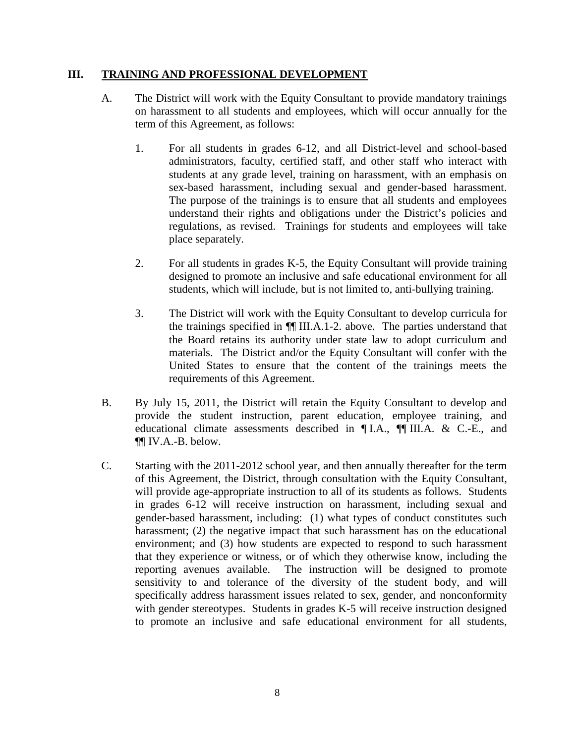## III. TRAINING AND PROFESSIONAL DEVELOPMENT

A. The District will work with the Equity Consultant to provide mandatory trainings on harassment to all students and employees, which will occur annually for the term of this Agreement, as follows:

1. For all students in grades 6-12, and all District-level and school-based administrators, faculty, certified staff, and other staff who interact with students at any grade level, training on harassment, with an emphasis on sex-based harassment, including sexual and gender-based harassment. The purpose of the trainings is to ensure that all students and employees understand their rights and obligations under the District's policies and regulations, as revised. Trainings for students and employees will take place separately.

2. For all students in grades K-5, the Equity Consultant will provide training designed to promote an inclusive and safe educational environment for all students, which will include, but is not limited to, anti-bullying training.

3. The District will work with the Equity Consultant to develop curricula for the trainings specified in ¶¶ III.A.1-2. above. The parties understand that the Board retains its authority under state law to adopt curriculum and materials. The District and/or the Equity Consultant will confer with the United States to ensure that the content of the trainings meets the requirements of this Agreement.

B. By July 15, 2011, the District will retain the Equity Consultant to develop and provide the student instruction, parent education, employee training, and educational climate assessments described in ¶ I.A., ¶¶ III.A. & C.-E., and ¶¶ IV.A.-B. below.

C. Starting with the 2011-2012 school year, and then annually thereafter for the term of this Agreement, the District, through consultation with the Equity Consultant, will provide age-appropriate instruction to all of its students as follows. Students in grades 6-12 will receive instruction on harassment, including sexual and gender-based harassment, including: (1) what types of conduct constitutes such harassment; (2) the negative impact that such harassment has on the educational environment; and (3) how students are expected to respond to such harassment that they experience or witness, or of which they otherwise know, including the reporting avenues available. The instruction will be designed to promote sensitivity to and tolerance of the diversity of the student body, and will specifically address harassment issues related to sex, gender, and nonconformity with gender stereotypes. Students in grades K-5 will receive instruction designed to promote an inclusive and safe educational environment for all students,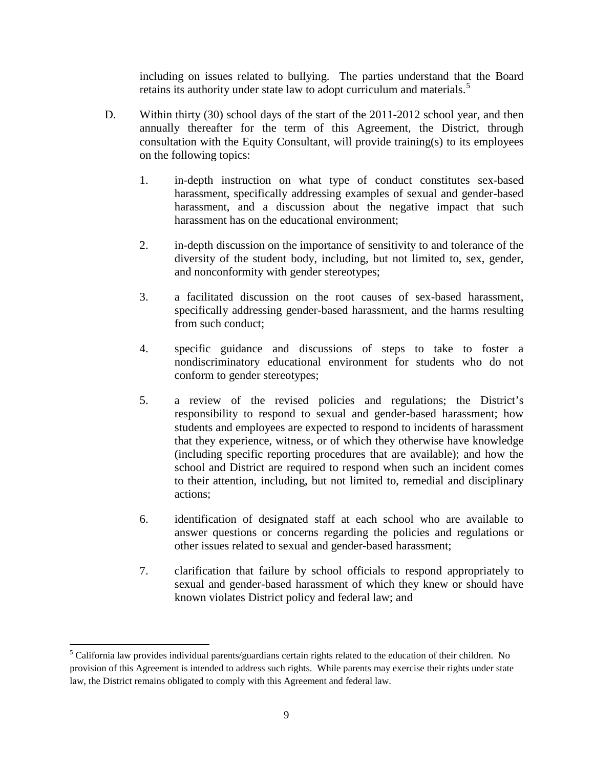including on issues related to bullying. The parties understand that the Board retains its authority under state law to adopt curriculum and materials.[5]

D. Within thirty (30) school days of the start of the 2011-2012 school year, and then annually thereafter for the term of this Agreement, the District, through consultation with the Equity Consultant, will provide training(s) to its employees on the following topics:

   1. in-depth instruction on what type of conduct constitutes sex-based harassment, specifically addressing examples of sexual and gender-based harassment, and a discussion about the negative impact that such harassment has on the educational environment;

   2. in-depth discussion on the importance of sensitivity to and tolerance of the diversity of the student body, including, but not limited to, sex, gender, and nonconformity with gender stereotypes;

   3. a facilitated discussion on the root causes of sex-based harassment, specifically addressing gender-based harassment, and the harms resulting from such conduct;

   4. specific guidance and discussions of steps to take to foster a nondiscriminatory educational environment for students who do not conform to gender stereotypes;

   5. a review of the revised policies and regulations; the District's responsibility to respond to sexual and gender-based harassment; how students and employees are expected to respond to incidents of harassment that they experience, witness, or of which they otherwise have knowledge (including specific reporting procedures that are available); and how the school and District are required to respond when such an incident comes to their attention, including, but not limited to, remedial and disciplinary actions;

   6. identification of designated staff at each school who are available to answer questions or concerns regarding the policies and regulations or other issues related to sexual and gender-based harassment;

   7. clarification that failure by school officials to respond appropriately to sexual and gender-based harassment of which they knew or should have known violates District policy and federal law; and

---

[5] California law provides individual parents/guardians certain rights related to the education of their children. No provision of this Agreement is intended to address such rights. While parents may exercise their rights under state law, the District remains obligated to comply with this Agreement and federal law.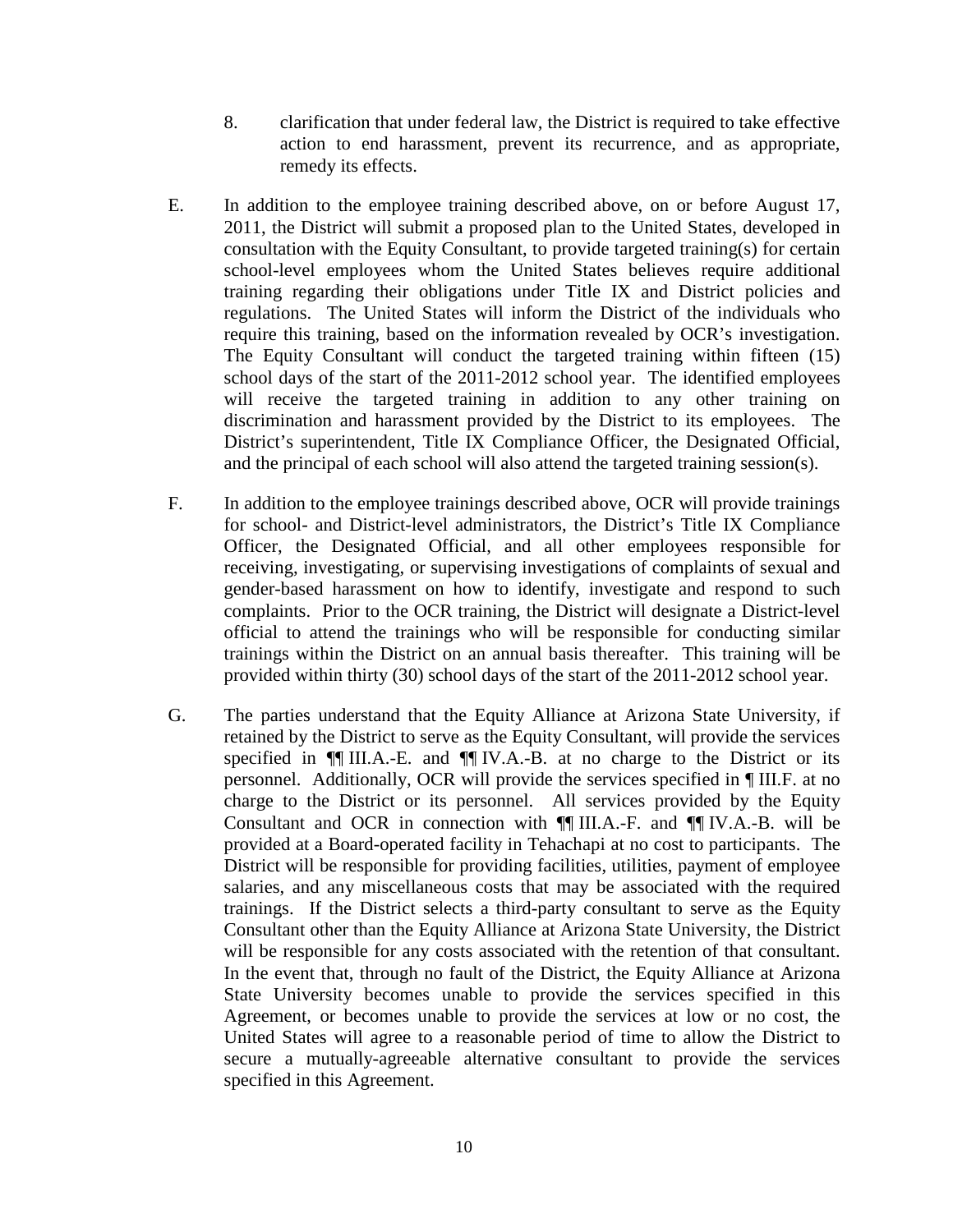8. clarification that under federal law, the District is required to take effective action to end harassment, prevent its recurrence, and as appropriate, remedy its effects.

E. In addition to the employee training described above, on or before August 17, 2011, the District will submit a proposed plan to the United States, developed in consultation with the Equity Consultant, to provide targeted training(s) for certain school-level employees whom the United States believes require additional training regarding their obligations under Title IX and District policies and regulations. The United States will inform the District of the individuals who require this training, based on the information revealed by OCR's investigation. The Equity Consultant will conduct the targeted training within fifteen (15) school days of the start of the 2011-2012 school year. The identified employees will receive the targeted training in addition to any other training on discrimination and harassment provided by the District to its employees. The District's superintendent, Title IX Compliance Officer, the Designated Official, and the principal of each school will also attend the targeted training session(s).

F. In addition to the employee trainings described above, OCR will provide trainings for school- and District-level administrators, the District's Title IX Compliance Officer, the Designated Official, and all other employees responsible for receiving, investigating, or supervising investigations of complaints of sexual and gender-based harassment on how to identify, investigate and respond to such complaints. Prior to the OCR training, the District will designate a District-level official to attend the trainings who will be responsible for conducting similar trainings within the District on an annual basis thereafter. This training will be provided within thirty (30) school days of the start of the 2011-2012 school year.

G. The parties understand that the Equity Alliance at Arizona State University, if retained by the District to serve as the Equity Consultant, will provide the services specified in ¶¶ III.A.-E. and ¶¶ IV.A.-B. at no charge to the District or its personnel. Additionally, OCR will provide the services specified in ¶ III.F. at no charge to the District or its personnel. All services provided by the Equity Consultant and OCR in connection with ¶¶ III.A.-F. and ¶¶ IV.A.-B. will be provided at a Board-operated facility in Tehachapi at no cost to participants. The District will be responsible for providing facilities, utilities, payment of employee salaries, and any miscellaneous costs that may be associated with the required trainings. If the District selects a third-party consultant to serve as the Equity Consultant other than the Equity Alliance at Arizona State University, the District will be responsible for any costs associated with the retention of that consultant. In the event that, through no fault of the District, the Equity Alliance at Arizona State University becomes unable to provide the services specified in this Agreement, or becomes unable to provide the services at low or no cost, the United States will agree to a reasonable period of time to allow the District to secure a mutually-agreeable alternative consultant to provide the services specified in this Agreement.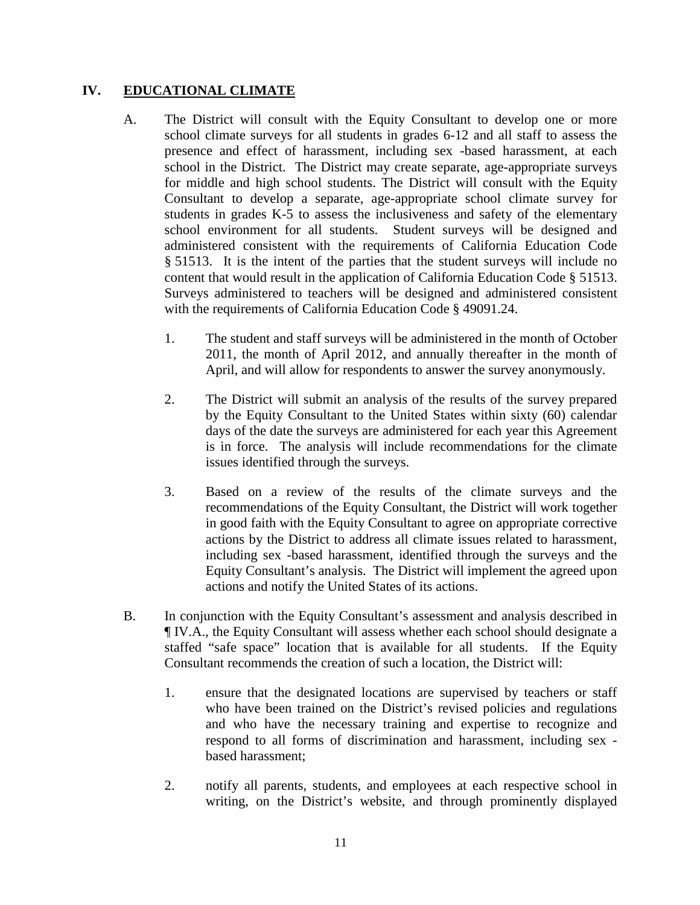## IV. EDUCATIONAL CLIMATE

A. The District will consult with the Equity Consultant to develop one or more school climate surveys for all students in grades 6-12 and all staff to assess the presence and effect of harassment, including sex -based harassment, at each school in the District. The District may create separate, age-appropriate surveys for middle and high school students. The District will consult with the Equity Consultant to develop a separate, age-appropriate school climate survey for students in grades K-5 to assess the inclusiveness and safety of the elementary school environment for all students. Student surveys will be designed and administered consistent with the requirements of California Education Code § 51513. It is the intent of the parties that the student surveys will include no content that would result in the application of California Education Code § 51513. Surveys administered to teachers will be designed and administered consistent with the requirements of California Education Code § 49091.24.

   1. The student and staff surveys will be administered in the month of October 2011, the month of April 2012, and annually thereafter in the month of April, and will allow for respondents to answer the survey anonymously.

   2. The District will submit an analysis of the results of the survey prepared by the Equity Consultant to the United States within sixty (60) calendar days of the date the surveys are administered for each year this Agreement is in force. The analysis will include recommendations for the climate issues identified through the surveys.

   3. Based on a review of the results of the climate surveys and the recommendations of the Equity Consultant, the District will work together in good faith with the Equity Consultant to agree on appropriate corrective actions by the District to address all climate issues related to harassment, including sex -based harassment, identified through the surveys and the Equity Consultant's analysis. The District will implement the agreed upon actions and notify the United States of its actions.

B. In conjunction with the Equity Consultant's assessment and analysis described in ¶ IV.A., the Equity Consultant will assess whether each school should designate a staffed "safe space" location that is available for all students. If the Equity Consultant recommends the creation of such a location, the District will:

   1. ensure that the designated locations are supervised by teachers or staff who have been trained on the District's revised policies and regulations and who have the necessary training and expertise to recognize and respond to all forms of discrimination and harassment, including sex -based harassment;

   2. notify all parents, students, and employees at each respective school in writing, on the District's website, and through prominently displayed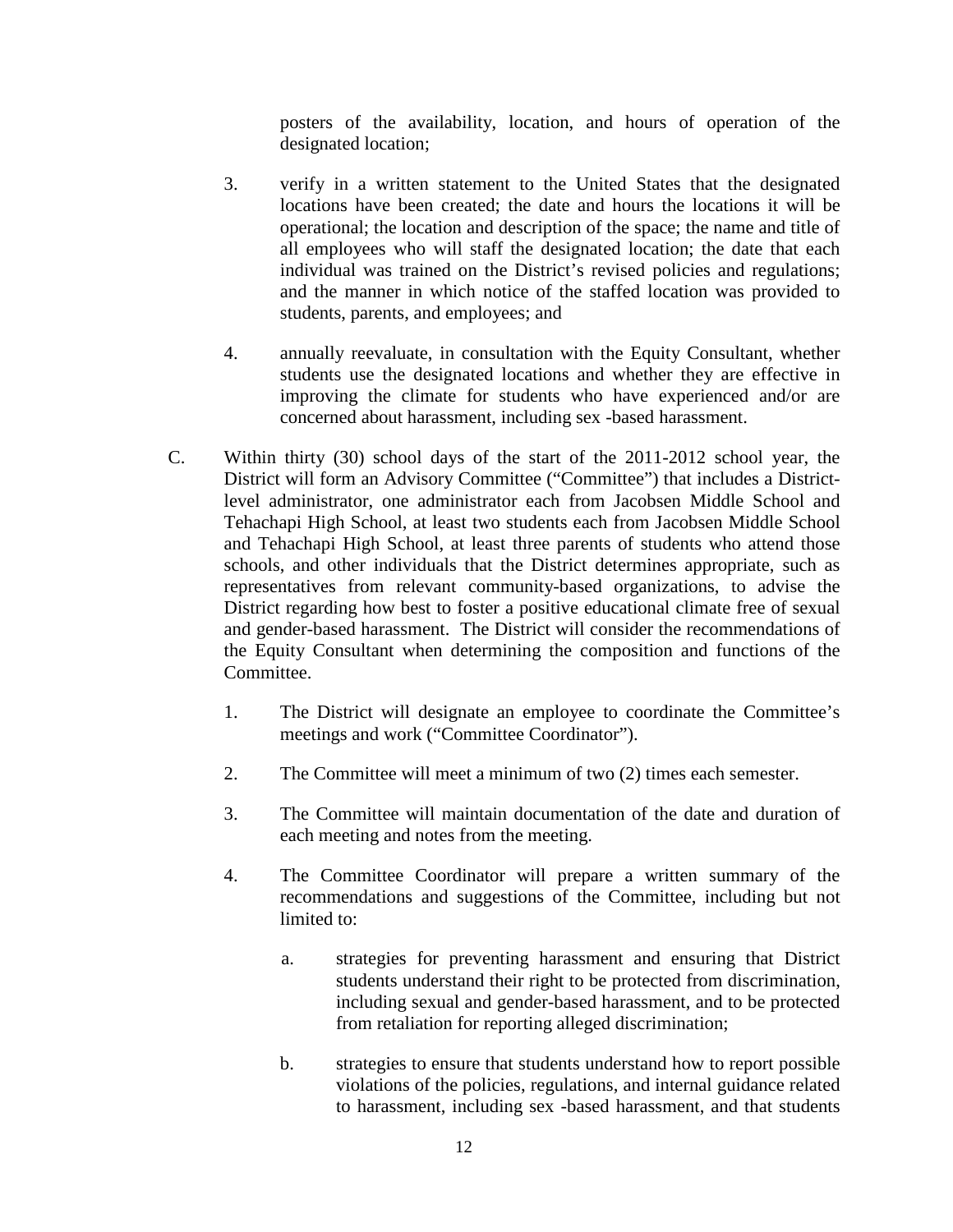posters of the availability, location, and hours of operation of the designated location;

3. verify in a written statement to the United States that the designated locations have been created; the date and hours the locations it will be operational; the location and description of the space; the name and title of all employees who will staff the designated location; the date that each individual was trained on the District's revised policies and regulations; and the manner in which notice of the staffed location was provided to students, parents, and employees; and

4. annually reevaluate, in consultation with the Equity Consultant, whether students use the designated locations and whether they are effective in improving the climate for students who have experienced and/or are concerned about harassment, including sex -based harassment.

C. Within thirty (30) school days of the start of the 2011-2012 school year, the District will form an Advisory Committee ("Committee") that includes a District-level administrator, one administrator each from Jacobsen Middle School and Tehachapi High School, at least two students each from Jacobsen Middle School and Tehachapi High School, at least three parents of students who attend those schools, and other individuals that the District determines appropriate, such as representatives from relevant community-based organizations, to advise the District regarding how best to foster a positive educational climate free of sexual and gender-based harassment. The District will consider the recommendations of the Equity Consultant when determining the composition and functions of the Committee.

1. The District will designate an employee to coordinate the Committee's meetings and work ("Committee Coordinator").

2. The Committee will meet a minimum of two (2) times each semester.

3. The Committee will maintain documentation of the date and duration of each meeting and notes from the meeting.

4. The Committee Coordinator will prepare a written summary of the recommendations and suggestions of the Committee, including but not limited to:

   a. strategies for preventing harassment and ensuring that District students understand their right to be protected from discrimination, including sexual and gender-based harassment, and to be protected from retaliation for reporting alleged discrimination;

   b. strategies to ensure that students understand how to report possible violations of the policies, regulations, and internal guidance related to harassment, including sex -based harassment, and that students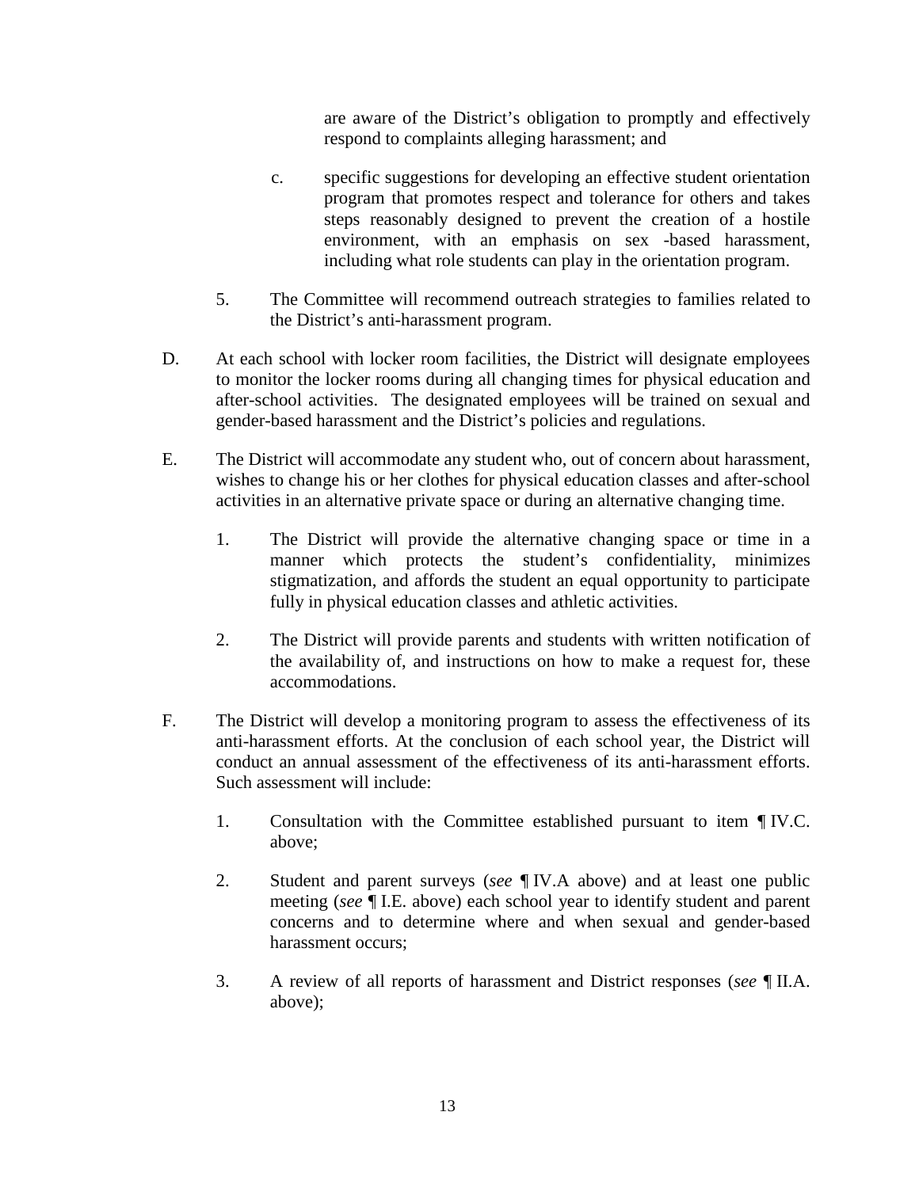are aware of the District's obligation to promptly and effectively respond to complaints alleging harassment; and

c. specific suggestions for developing an effective student orientation program that promotes respect and tolerance for others and takes steps reasonably designed to prevent the creation of a hostile environment, with an emphasis on sex -based harassment, including what role students can play in the orientation program.

5. The Committee will recommend outreach strategies to families related to the District's anti-harassment program.

D. At each school with locker room facilities, the District will designate employees to monitor the locker rooms during all changing times for physical education and after-school activities. The designated employees will be trained on sexual and gender-based harassment and the District's policies and regulations.

E. The District will accommodate any student who, out of concern about harassment, wishes to change his or her clothes for physical education classes and after-school activities in an alternative private space or during an alternative changing time.

1. The District will provide the alternative changing space or time in a manner which protects the student's confidentiality, minimizes stigmatization, and affords the student an equal opportunity to participate fully in physical education classes and athletic activities.

2. The District will provide parents and students with written notification of the availability of, and instructions on how to make a request for, these accommodations.

F. The District will develop a monitoring program to assess the effectiveness of its anti-harassment efforts. At the conclusion of each school year, the District will conduct an annual assessment of the effectiveness of its anti-harassment efforts. Such assessment will include:

1. Consultation with the Committee established pursuant to item ¶ IV.C. above;

2. Student and parent surveys (*see* ¶ IV.A above) and at least one public meeting (*see* ¶ I.E. above) each school year to identify student and parent concerns and to determine where and when sexual and gender-based harassment occurs;

3. A review of all reports of harassment and District responses (*see* ¶ II.A. above);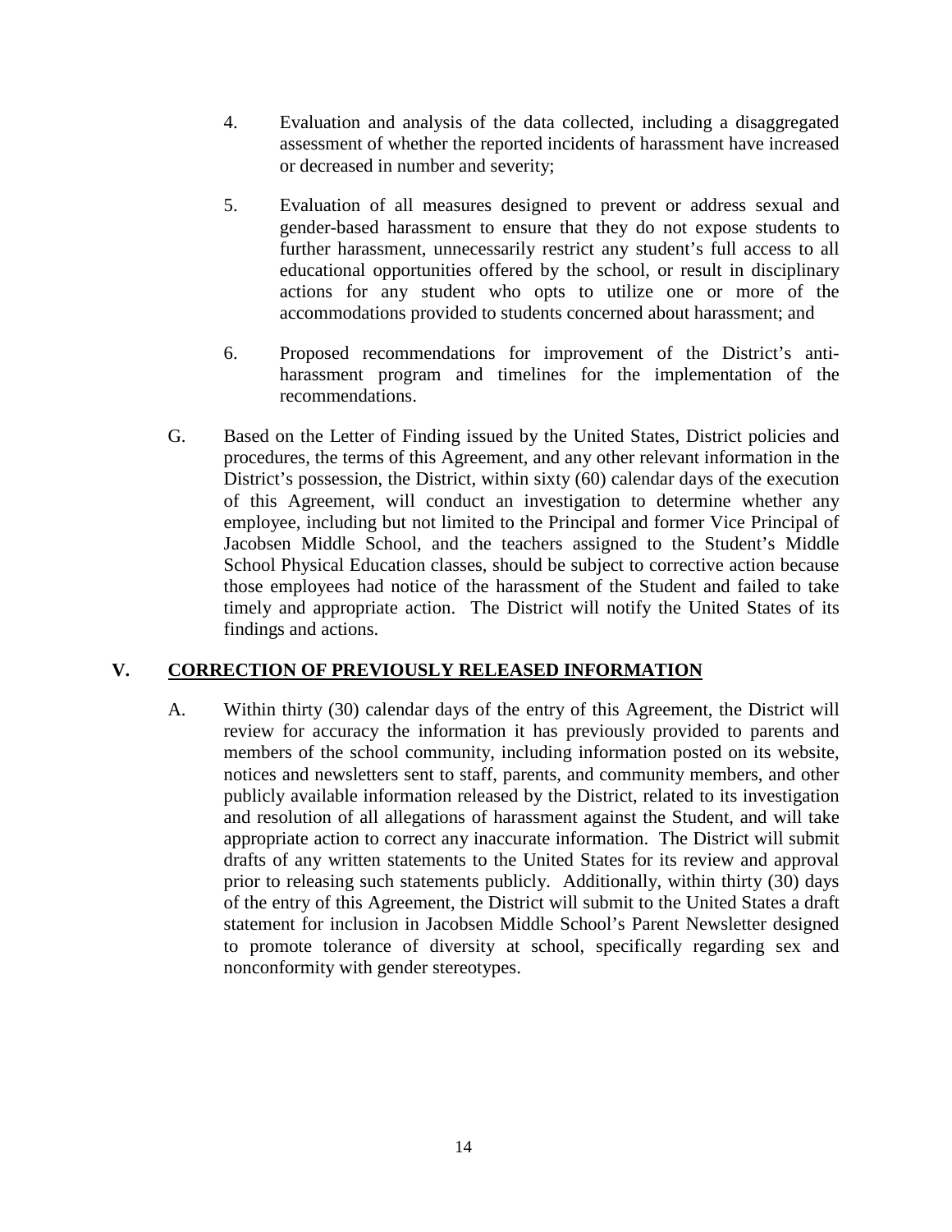4. Evaluation and analysis of the data collected, including a disaggregated assessment of whether the reported incidents of harassment have increased or decreased in number and severity;

5. Evaluation of all measures designed to prevent or address sexual and gender-based harassment to ensure that they do not expose students to further harassment, unnecessarily restrict any student's full access to all educational opportunities offered by the school, or result in disciplinary actions for any student who opts to utilize one or more of the accommodations provided to students concerned about harassment; and

6. Proposed recommendations for improvement of the District's anti-harassment program and timelines for the implementation of the recommendations.

G. Based on the Letter of Finding issued by the United States, District policies and procedures, the terms of this Agreement, and any other relevant information in the District's possession, the District, within sixty (60) calendar days of the execution of this Agreement, will conduct an investigation to determine whether any employee, including but not limited to the Principal and former Vice Principal of Jacobsen Middle School, and the teachers assigned to the Student's Middle School Physical Education classes, should be subject to corrective action because those employees had notice of the harassment of the Student and failed to take timely and appropriate action. The District will notify the United States of its findings and actions.

## V. <u>CORRECTION OF PREVIOUSLY RELEASED INFORMATION</u>

A. Within thirty (30) calendar days of the entry of this Agreement, the District will review for accuracy the information it has previously provided to parents and members of the school community, including information posted on its website, notices and newsletters sent to staff, parents, and community members, and other publicly available information released by the District, related to its investigation and resolution of all allegations of harassment against the Student, and will take appropriate action to correct any inaccurate information. The District will submit drafts of any written statements to the United States for its review and approval prior to releasing such statements publicly. Additionally, within thirty (30) days of the entry of this Agreement, the District will submit to the United States a draft statement for inclusion in Jacobsen Middle School's Parent Newsletter designed to promote tolerance of diversity at school, specifically regarding sex and nonconformity with gender stereotypes.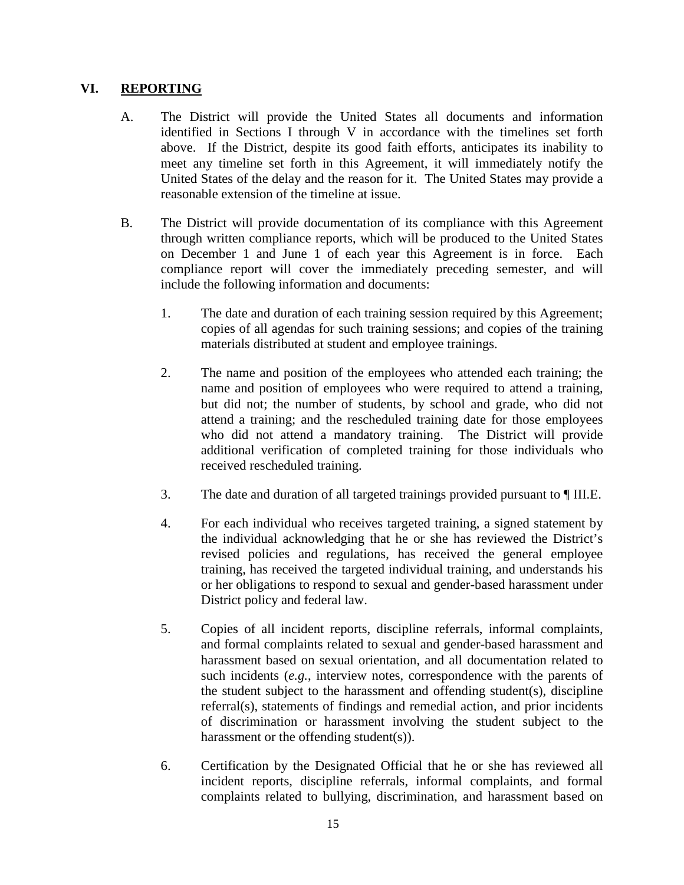## VI. **REPORTING**

A. The District will provide the United States all documents and information identified in Sections I through V in accordance with the timelines set forth above. If the District, despite its good faith efforts, anticipates its inability to meet any timeline set forth in this Agreement, it will immediately notify the United States of the delay and the reason for it. The United States may provide a reasonable extension of the timeline at issue.

B. The District will provide documentation of its compliance with this Agreement through written compliance reports, which will be produced to the United States on December 1 and June 1 of each year this Agreement is in force. Each compliance report will cover the immediately preceding semester, and will include the following information and documents:

1. The date and duration of each training session required by this Agreement; copies of all agendas for such training sessions; and copies of the training materials distributed at student and employee trainings.

2. The name and position of the employees who attended each training; the name and position of employees who were required to attend a training, but did not; the number of students, by school and grade, who did not attend a training; and the rescheduled training date for those employees who did not attend a mandatory training. The District will provide additional verification of completed training for those individuals who received rescheduled training.

3. The date and duration of all targeted trainings provided pursuant to ¶ III.E.

4. For each individual who receives targeted training, a signed statement by the individual acknowledging that he or she has reviewed the District's revised policies and regulations, has received the general employee training, has received the targeted individual training, and understands his or her obligations to respond to sexual and gender-based harassment under District policy and federal law.

5. Copies of all incident reports, discipline referrals, informal complaints, and formal complaints related to sexual and gender-based harassment and harassment based on sexual orientation, and all documentation related to such incidents (*e.g.*, interview notes, correspondence with the parents of the student subject to the harassment and offending student(s), discipline referral(s), statements of findings and remedial action, and prior incidents of discrimination or harassment involving the student subject to the harassment or the offending student(s)).

6. Certification by the Designated Official that he or she has reviewed all incident reports, discipline referrals, informal complaints, and formal complaints related to bullying, discrimination, and harassment based on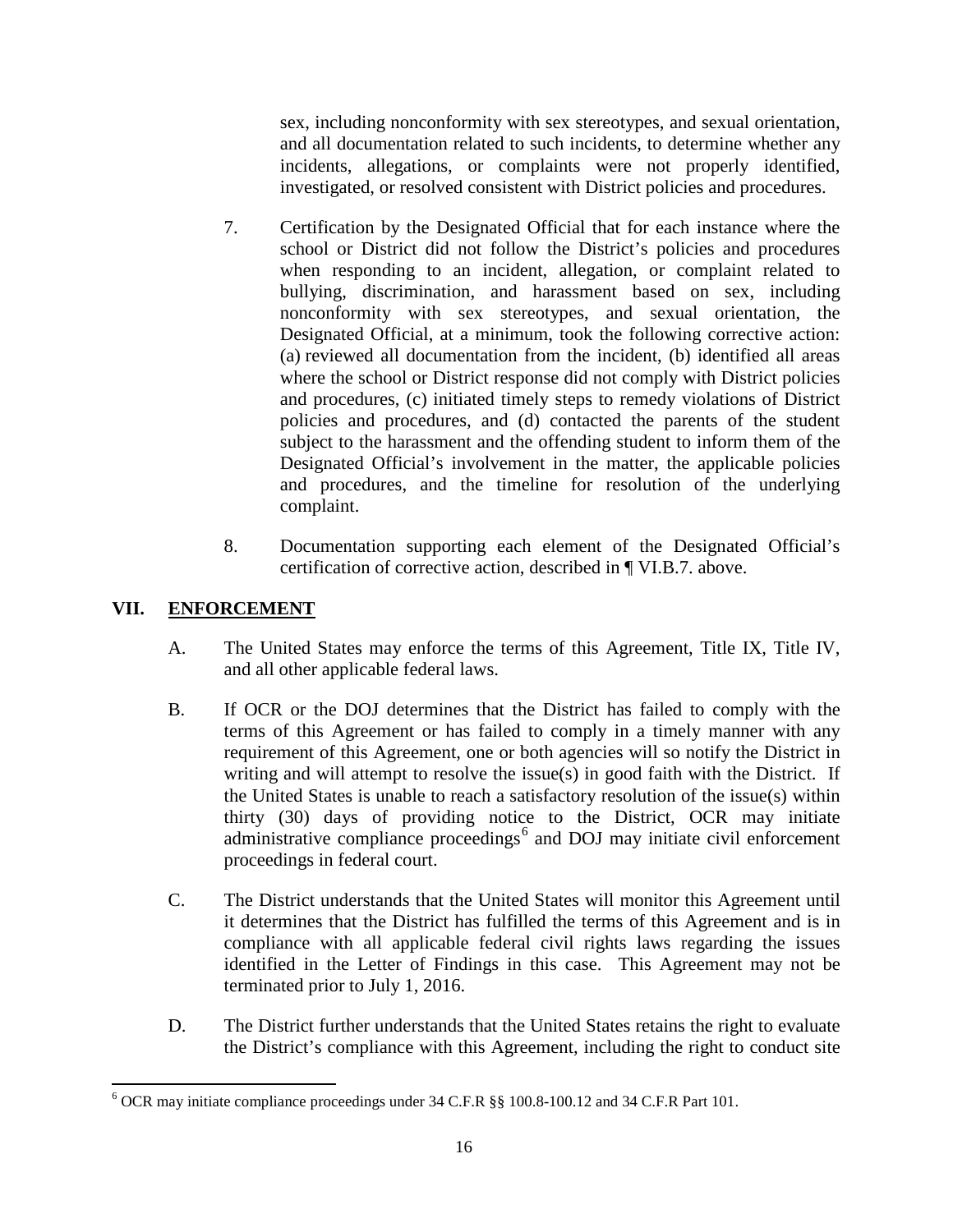sex, including nonconformity with sex stereotypes, and sexual orientation, and all documentation related to such incidents, to determine whether any incidents, allegations, or complaints were not properly identified, investigated, or resolved consistent with District policies and procedures.

7. Certification by the Designated Official that for each instance where the school or District did not follow the District's policies and procedures when responding to an incident, allegation, or complaint related to bullying, discrimination, and harassment based on sex, including nonconformity with sex stereotypes, and sexual orientation, the Designated Official, at a minimum, took the following corrective action: (a) reviewed all documentation from the incident, (b) identified all areas where the school or District response did not comply with District policies and procedures, (c) initiated timely steps to remedy violations of District policies and procedures, and (d) contacted the parents of the student subject to the harassment and the offending student to inform them of the Designated Official's involvement in the matter, the applicable policies and procedures, and the timeline for resolution of the underlying complaint.

8. Documentation supporting each element of the Designated Official's certification of corrective action, described in ¶ VI.B.7. above.

## VII. ENFORCEMENT

A. The United States may enforce the terms of this Agreement, Title IX, Title IV, and all other applicable federal laws.

B. If OCR or the DOJ determines that the District has failed to comply with the terms of this Agreement or has failed to comply in a timely manner with any requirement of this Agreement, one or both agencies will so notify the District in writing and will attempt to resolve the issue(s) in good faith with the District. If the United States is unable to reach a satisfactory resolution of the issue(s) within thirty (30) days of providing notice to the District, OCR may initiate administrative compliance proceedings[6] and DOJ may initiate civil enforcement proceedings in federal court.

C. The District understands that the United States will monitor this Agreement until it determines that the District has fulfilled the terms of this Agreement and is in compliance with all applicable federal civil rights laws regarding the issues identified in the Letter of Findings in this case. This Agreement may not be terminated prior to July 1, 2016.

D. The District further understands that the United States retains the right to evaluate the District's compliance with this Agreement, including the right to conduct site

---

[6] OCR may initiate compliance proceedings under 34 C.F.R §§ 100.8-100.12 and 34 C.F.R Part 101.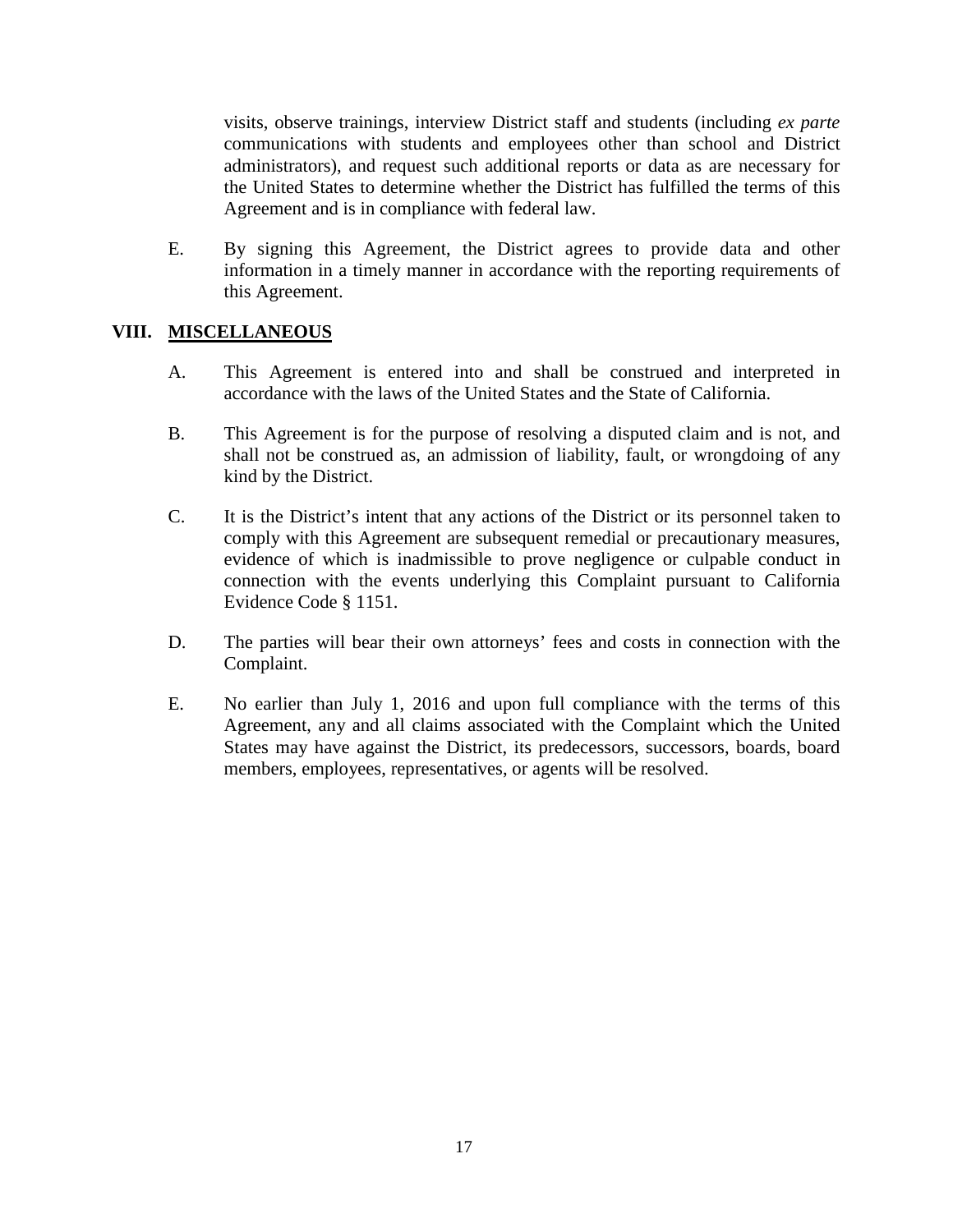visits, observe trainings, interview District staff and students (including *ex parte* communications with students and employees other than school and District administrators), and request such additional reports or data as are necessary for the United States to determine whether the District has fulfilled the terms of this Agreement and is in compliance with federal law.

E. By signing this Agreement, the District agrees to provide data and other information in a timely manner in accordance with the reporting requirements of this Agreement.

## VIII. MISCELLANEOUS

A. This Agreement is entered into and shall be construed and interpreted in accordance with the laws of the United States and the State of California.

B. This Agreement is for the purpose of resolving a disputed claim and is not, and shall not be construed as, an admission of liability, fault, or wrongdoing of any kind by the District.

C. It is the District's intent that any actions of the District or its personnel taken to comply with this Agreement are subsequent remedial or precautionary measures, evidence of which is inadmissible to prove negligence or culpable conduct in connection with the events underlying this Complaint pursuant to California Evidence Code § 1151.

D. The parties will bear their own attorneys' fees and costs in connection with the Complaint.

E. No earlier than July 1, 2016 and upon full compliance with the terms of this Agreement, any and all claims associated with the Complaint which the United States may have against the District, its predecessors, successors, boards, board members, employees, representatives, or agents will be resolved.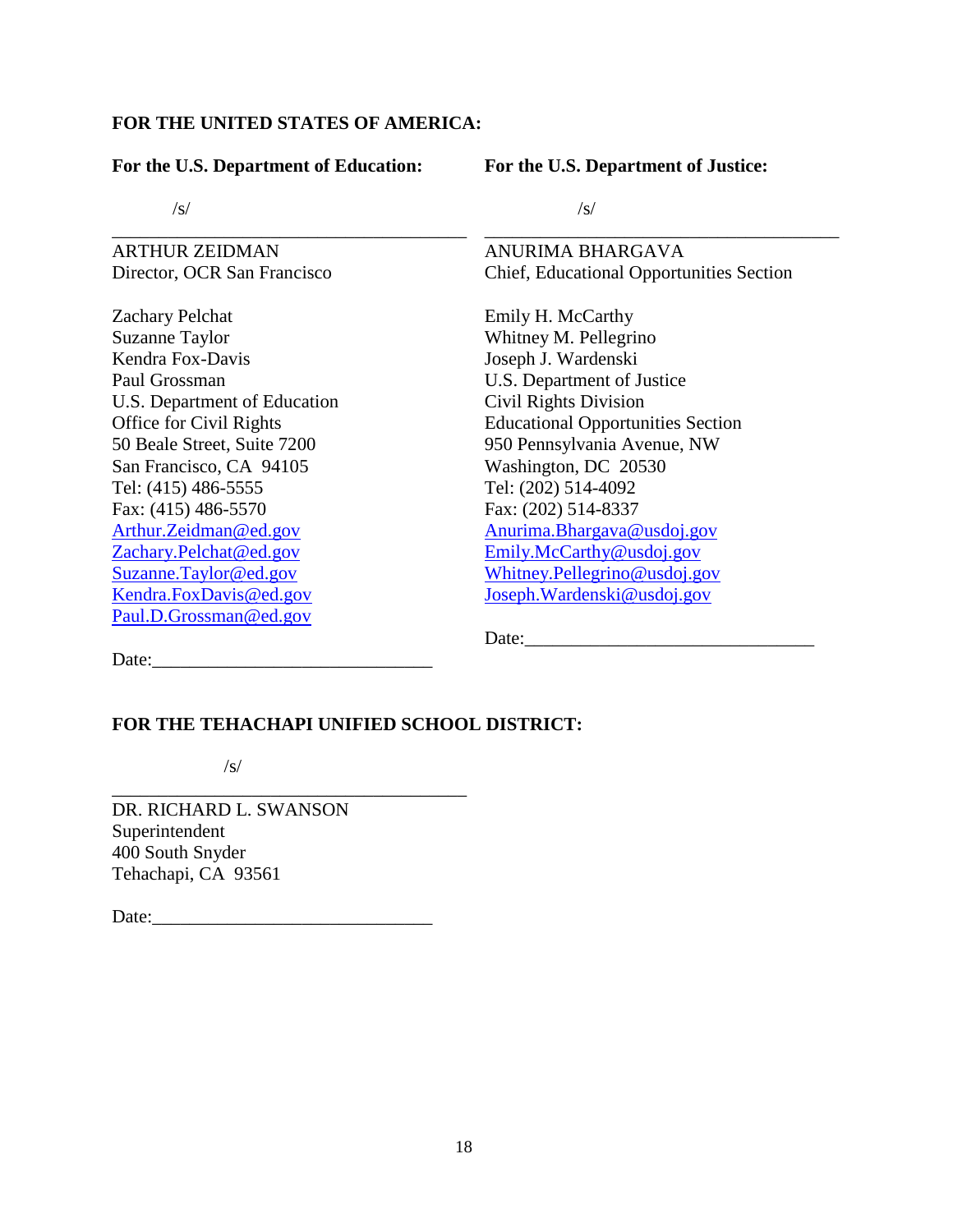**FOR THE UNITED STATES OF AMERICA:**

**For the U.S. Department of Education:**

/s/

\_\_\_\_\_\_\_\_\_\_\_\_\_\_\_\_\_\_\_\_\_\_\_\_\_\_\_\_\_\_\_\_\_\_\_\_\_\_\_

ARTHUR ZEIDMAN
Director, OCR San Francisco

Zachary Pelchat
Suzanne Taylor
Kendra Fox-Davis
Paul Grossman
U.S. Department of Education
Office for Civil Rights
50 Beale Street, Suite 7200
San Francisco, CA 94105
Tel: (415) 486-5555
Fax: (415) 486-5570
Arthur.Zeidman@ed.gov
Zachary.Pelchat@ed.gov
Suzanne.Taylor@ed.gov
Kendra.FoxDavis@ed.gov
Paul.D.Grossman@ed.gov

Date:\_\_\_\_\_\_\_\_\_\_\_\_\_\_\_\_\_\_\_\_\_\_\_\_\_\_\_\_\_\_

**For the U.S. Department of Justice:**

/s/

\_\_\_\_\_\_\_\_\_\_\_\_\_\_\_\_\_\_\_\_\_\_\_\_\_\_\_\_\_\_\_\_\_\_\_\_\_\_\_

ANURIMA BHARGAVA
Chief, Educational Opportunities Section

Emily H. McCarthy
Whitney M. Pellegrino
Joseph J. Wardenski
U.S. Department of Justice
Civil Rights Division
Educational Opportunities Section
950 Pennsylvania Avenue, NW
Washington, DC 20530
Tel: (202) 514-4092
Fax: (202) 514-8337
Anurima.Bhargava@usdoj.gov
Emily.McCarthy@usdoj.gov
Whitney.Pellegrino@usdoj.gov
Joseph.Wardenski@usdoj.gov

Date:\_\_\_\_\_\_\_\_\_\_\_\_\_\_\_\_\_\_\_\_\_\_\_\_\_\_\_\_\_\_

**FOR THE TEHACHAPI UNIFIED SCHOOL DISTRICT:**

/s/

\_\_\_\_\_\_\_\_\_\_\_\_\_\_\_\_\_\_\_\_\_\_\_\_\_\_\_\_\_\_\_\_\_\_\_\_\_\_\_

DR. RICHARD L. SWANSON
Superintendent
400 South Snyder
Tehachapi, CA 93561

Date:\_\_\_\_\_\_\_\_\_\_\_\_\_\_\_\_\_\_\_\_\_\_\_\_\_\_\_\_\_\_